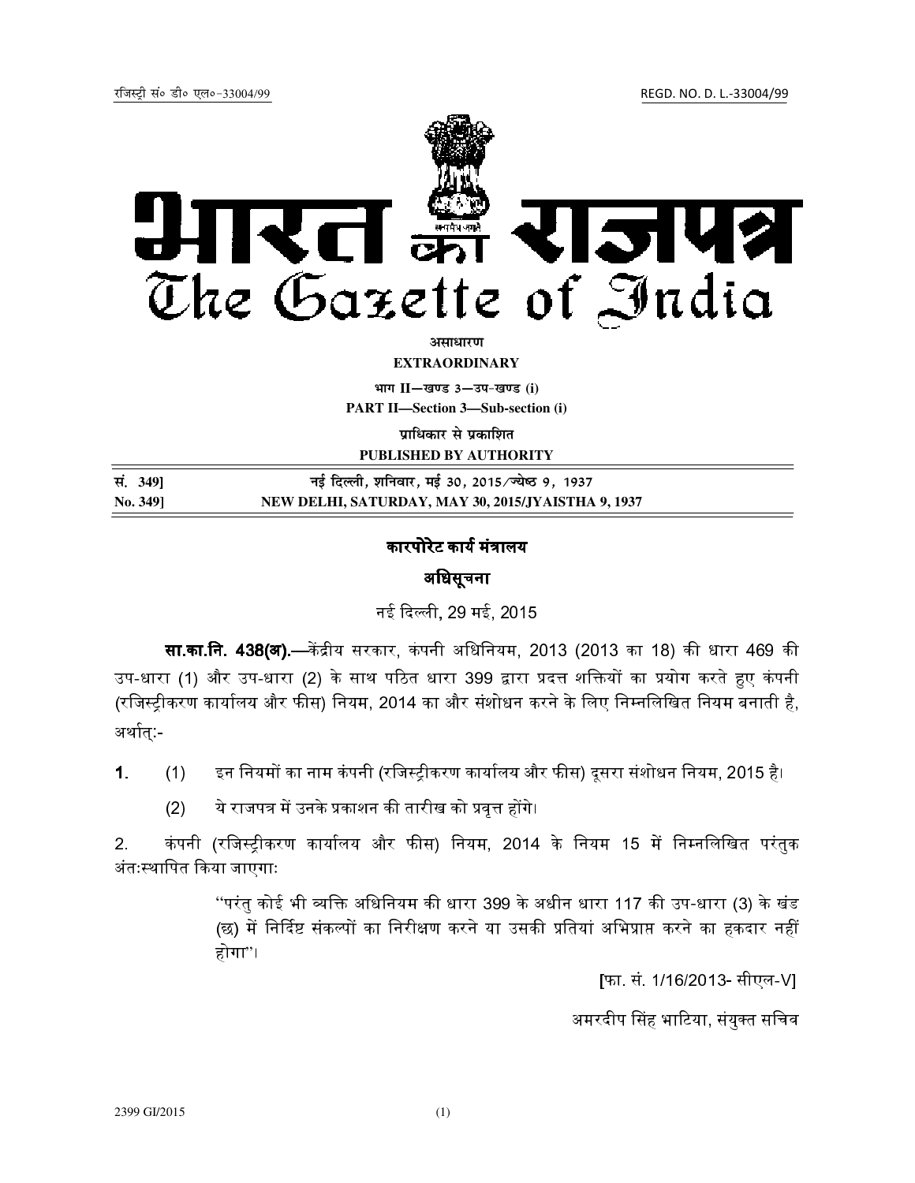रजिस्ट्री सं० डी० एल०-33004/99 REGD. NO. D. L.-33004/99

# भारत का राजपत्र
# The Gazette of India

**असाधारण**

**EXTRAORDINARY**

**भाग II—खण्ड 3—उप-खण्ड (i)**

**PART II—Section 3—Sub-section (i)**

**प्राधिकार से प्रकाशित**

**PUBLISHED BY AUTHORITY**

| | |
|---|---|
| **सं. 349]** | **नई दिल्ली, शनिवार, मई 30, 2015/ज्येष्ठ 9, 1937** |
| **No. 349]** | **NEW DELHI, SATURDAY, MAY 30, 2015/JYAISTHA 9, 1937** |

## कारपोरेट कार्य मंत्रालय

## अधिसूचना

नई दिल्ली, 29 मई, 2015

**सा.का.नि. 438(अ).**—केंद्रीय सरकार, कंपनी अधिनियम, 2013 (2013 का 18) की धारा 469 की उप-धारा (1) और उप-धारा (2) के साथ पठित धारा 399 द्वारा प्रदत्त शक्तियों का प्रयोग करते हुए कंपनी (रजिस्ट्रीकरण कार्यालय और फीस) नियम, 2014 का और संशोधन करने के लिए निम्नलिखित नियम बनाती है, अर्थात्:-

**1.** (1) इन नियमों का नाम कंपनी (रजिस्ट्रीकरण कार्यालय और फीस) दूसरा संशोधन नियम, 2015 है।

(2) ये राजपत्र में उनके प्रकाशन की तारीख को प्रवृत्त होंगे।

2. कंपनी (रजिस्ट्रीकरण कार्यालय और फीस) नियम, 2014 के नियम 15 में निम्नलिखित परंतुक अंतःस्थापित किया जाएगाः

> "परंतु कोई भी व्यक्ति अधिनियम की धारा 399 के अधीन धारा 117 की उप-धारा (3) के खंड (छ) में निर्दिष्ट संकल्पों का निरीक्षण करने या उसकी प्रतियां अभिप्राप्त करने का हकदार नहीं होगा"।

[फा. सं. 1/16/2013- सीएल-V]

अमरदीप सिंह भाटिया, संयुक्त सचिव

2399 GI/2015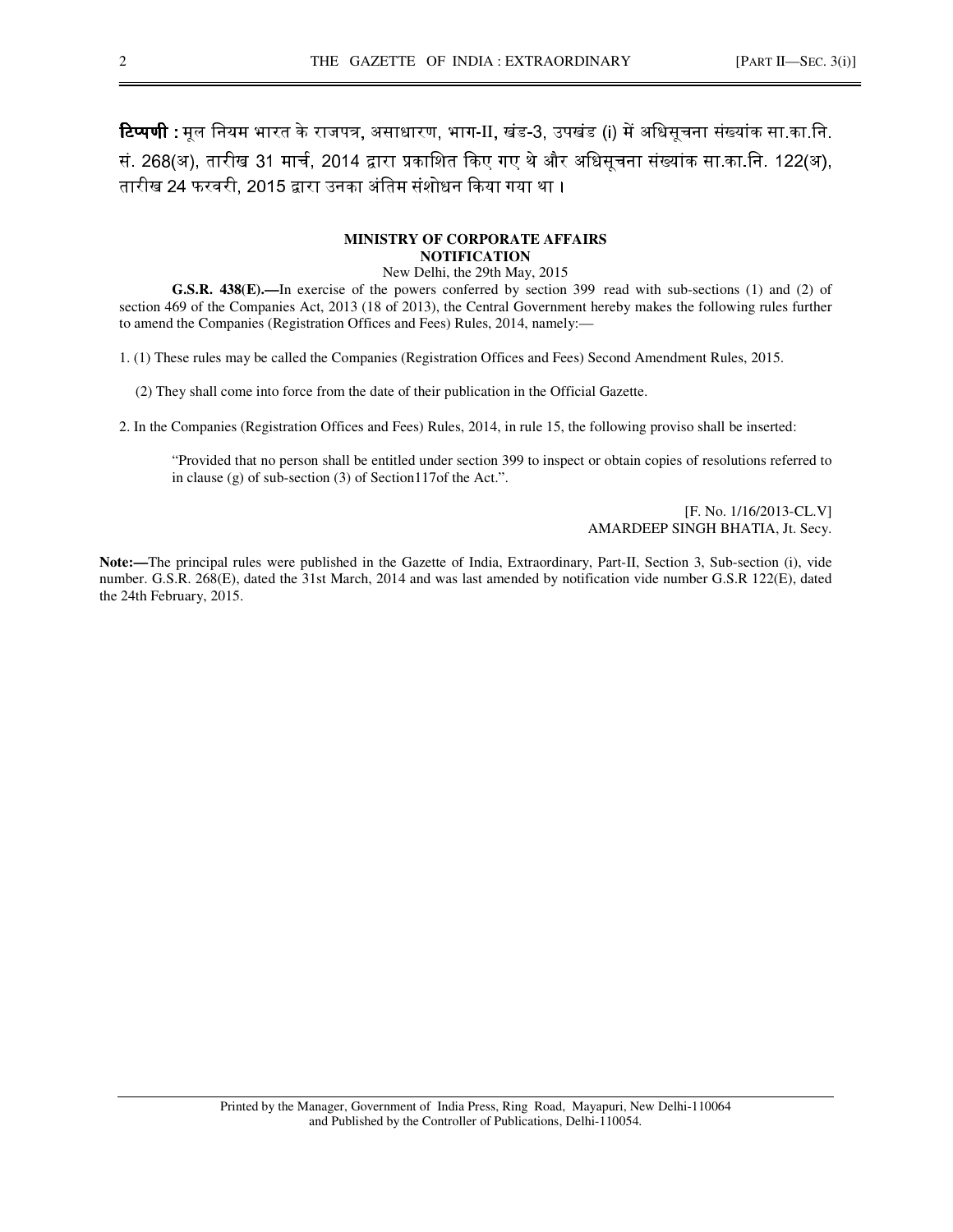**टिप्पणी :** मूल नियम भारत के राजपत्र, असाधारण, भाग-II, खंड-3, उपखंड (i) में अधिसूचना संख्यांक सा.का.नि. सं. 268(अ), तारीख 31 मार्च, 2014 द्वारा प्रकाशित किए गए थे और अधिसूचना संख्यांक सा.का.नि. 122(अ), तारीख 24 फरवरी, 2015 द्वारा उनका अंतिम संशोधन किया गया था ।

**MINISTRY OF CORPORATE AFFAIRS**
**NOTIFICATION**

New Delhi, the 29th May, 2015

**G.S.R. 438(E).—**In exercise of the powers conferred by section 399 read with sub-sections (1) and (2) of section 469 of the Companies Act, 2013 (18 of 2013), the Central Government hereby makes the following rules further to amend the Companies (Registration Offices and Fees) Rules, 2014, namely:—

1. (1) These rules may be called the Companies (Registration Offices and Fees) Second Amendment Rules, 2015.

   (2) They shall come into force from the date of their publication in the Official Gazette.

2. In the Companies (Registration Offices and Fees) Rules, 2014, in rule 15, the following proviso shall be inserted:

   "Provided that no person shall be entitled under section 399 to inspect or obtain copies of resolutions referred to in clause (g) of sub-section (3) of Section117of the Act.".

[F. No. 1/16/2013-CL.V]
AMARDEEP SINGH BHATIA, Jt. Secy.

**Note:—**The principal rules were published in the Gazette of India, Extraordinary, Part-II, Section 3, Sub-section (i), vide number. G.S.R. 268(E), dated the 31st March, 2014 and was last amended by notification vide number G.S.R 122(E), dated the 24th February, 2015.

Printed by the Manager, Government of India Press, Ring Road, Mayapuri, New Delhi-110064
and Published by the Controller of Publications, Delhi-110054.